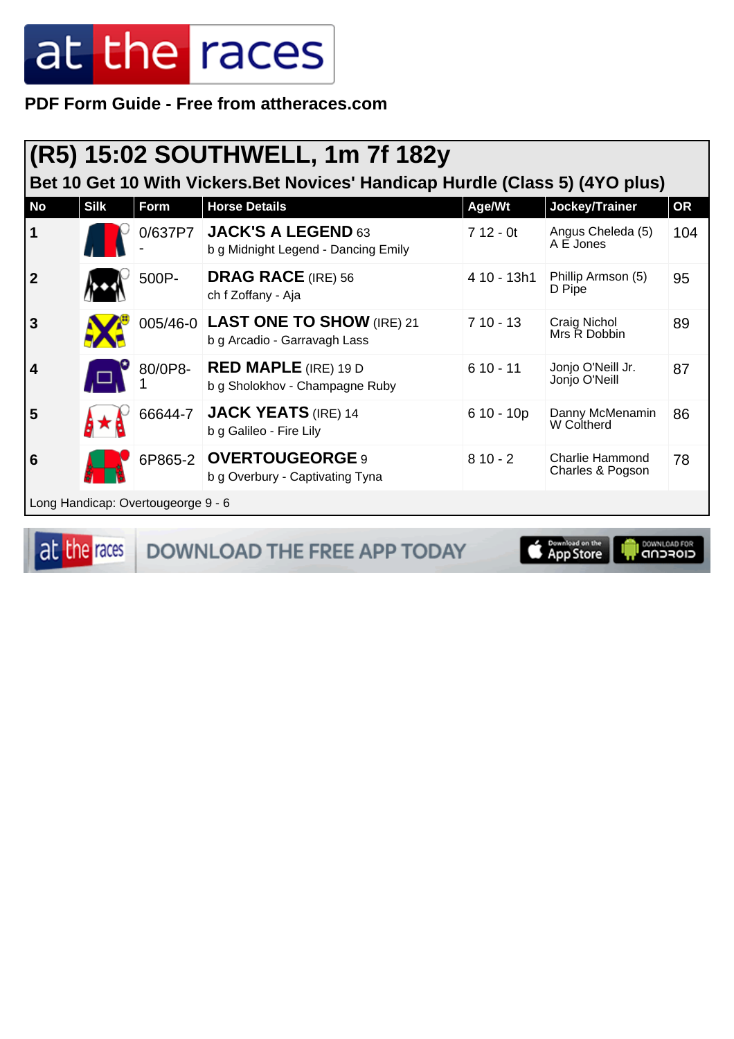**PDF Form Guide - Free from attheraces.com**

## (R5) 15:02 SOUTHWELL, 1m 7f 182y

### Bet 10 Get 10 With Vickers.Bet Novices' Handicap Hurdle (Class 5) (4YO plus)

| No | Silk | Form | Horse Details | Age/Wt | Jockey/Trainer | OR |
|---|---|---|---|---|---|---|
| 1 | | 0/637P7- | **JACK'S A LEGEND** 63<br>b g Midnight Legend - Dancing Emily | 7 12 - 0t | Angus Cheleda (5)<br>A E Jones | 104 |
| 2 | | 500P- | **DRAG RACE** (IRE) 56<br>ch f Zoffany - Aja | 4 10 - 13h1 | Phillip Armson (5)<br>D Pipe | 95 |
| 3 | | 005/46-0 | **LAST ONE TO SHOW** (IRE) 21<br>b g Arcadio - Garravagh Lass | 7 10 - 13 | Craig Nichol<br>Mrs R Dobbin | 89 |
| 4 | | 80/0P8-1 | **RED MAPLE** (IRE) 19 D<br>b g Sholokhov - Champagne Ruby | 6 10 - 11 | Jonjo O'Neill Jr.<br>Jonjo O'Neill | 87 |
| 5 | | 66644-7 | **JACK YEATS** (IRE) 14<br>b g Galileo - Fire Lily | 6 10 - 10p | Danny McMenamin<br>W Coltherd | 86 |
| 6 | | 6P865-2 | **OVERTOUGEORGE** 9<br>b g Overbury - Captivating Tyna | 8 10 - 2 | Charlie Hammond<br>Charles & Pogson | 78 |

Long Handicap: Overtougeorge 9 - 6

DOWNLOAD THE FREE APP TODAY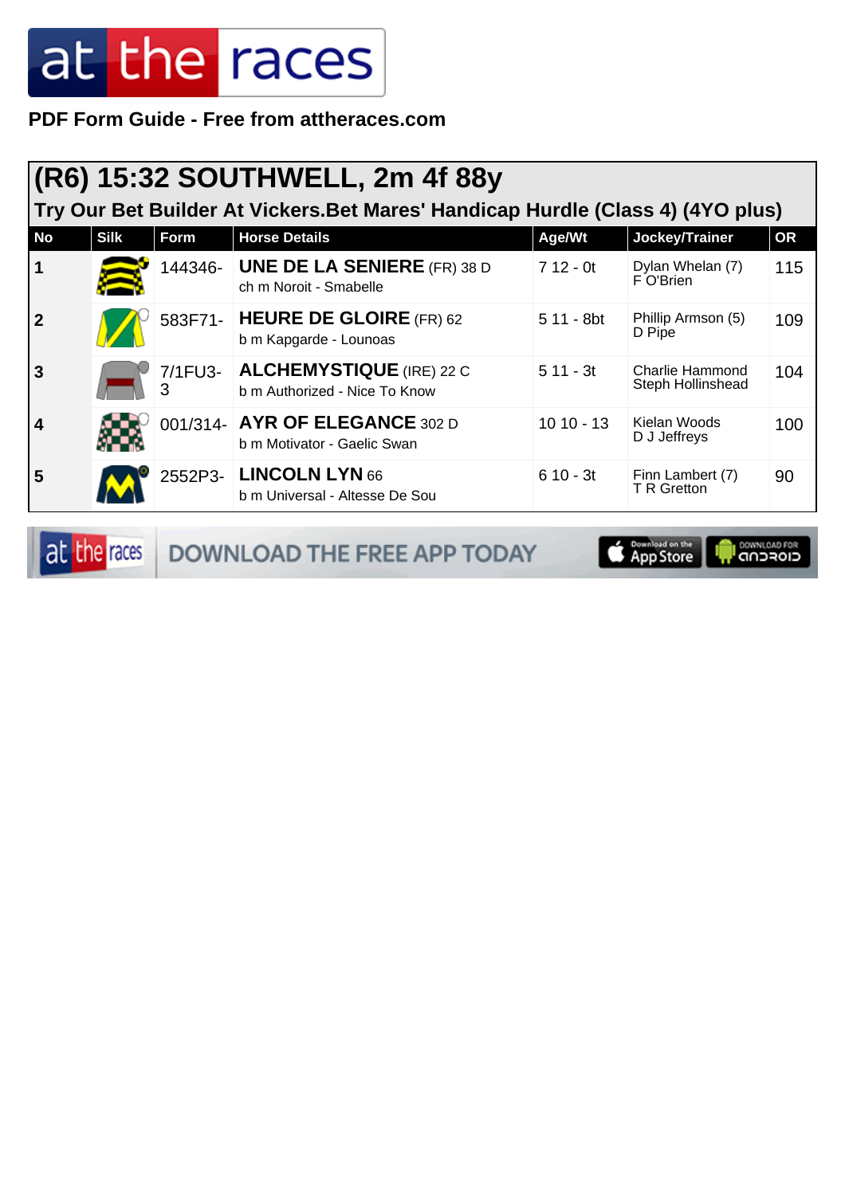PDF Form Guide - Free from attheraces.com

## (R6) 15:32 SOUTHWELL, 2m 4f 88y

### Try Our Bet Builder At Vickers.Bet Mares' Handicap Hurdle (Class 4) (4YO plus)

| No | Silk | Form | Horse Details | Age/Wt | Jockey/Trainer | OR |
|---|---|---|---|---|---|---|
| 1 | | 144346- | **UNE DE LA SENIERE** (FR) 38 D<br>ch m Noroit - Smabelle | 7 12 - 0t | Dylan Whelan (7)<br>F O'Brien | 115 |
| 2 | | 583F71- | **HEURE DE GLOIRE** (FR) 62<br>b m Kapgarde - Lounoas | 5 11 - 8bt | Phillip Armson (5)<br>D Pipe | 109 |
| 3 | | 7/1FU3-3 | **ALCHEMYSTIQUE** (IRE) 22 C<br>b m Authorized - Nice To Know | 5 11 - 3t | Charlie Hammond<br>Steph Hollinshead | 104 |
| 4 | | 001/314- | **AYR OF ELEGANCE** 302 D<br>b m Motivator - Gaelic Swan | 10 10 - 13 | Kielan Woods<br>D J Jeffreys | 100 |
| 5 | | 2552P3- | **LINCOLN LYN** 66<br>b m Universal - Altesse De Sou | 6 10 - 3t | Finn Lambert (7)<br>T R Gretton | 90 |

DOWNLOAD THE FREE APP TODAY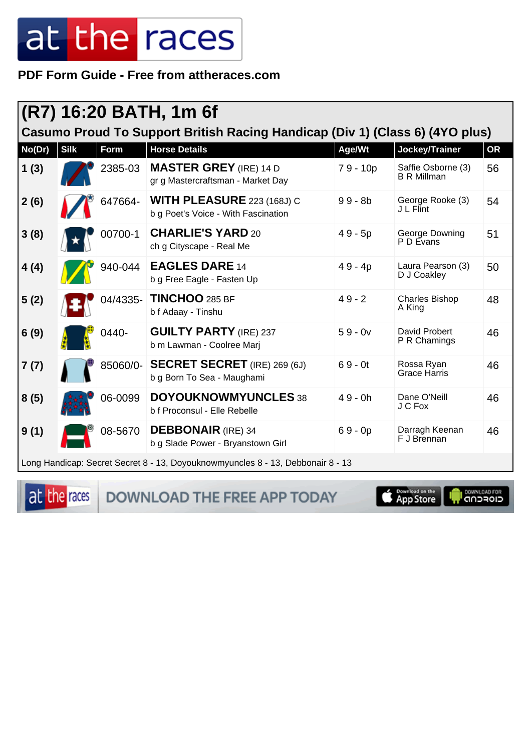PDF Form Guide - Free from attheraces.com

## (R7) 16:20 BATH, 1m 6f

### Casumo Proud To Support British Racing Handicap (Div 1) (Class 6) (4YO plus)

| No(Dr) | Silk | Form | Horse Details | Age/Wt | Jockey/Trainer | OR |
|---|---|---|---|---|---|---|
| 1 (3) | | 2385-03 | **MASTER GREY** (IRE) 14 D<br>gr g Mastercraftsman - Market Day | 7 9 - 10p | Saffie Osborne (3)<br>B R Millman | 56 |
| 2 (6) | | 647664- | **WITH PLEASURE** 223 (168J) C<br>b g Poet's Voice - With Fascination | 9 9 - 8b | George Rooke (3)<br>J L Flint | 54 |
| 3 (8) | | 00700-1 | **CHARLIE'S YARD** 20<br>ch g Cityscape - Real Me | 4 9 - 5p | George Downing<br>P D Evans | 51 |
| 4 (4) | | 940-044 | **EAGLES DARE** 14<br>b g Free Eagle - Fasten Up | 4 9 - 4p | Laura Pearson (3)<br>D J Coakley | 50 |
| 5 (2) | | 04/4335- | **TINCHOO** 285 BF<br>b f Adaay - Tinshu | 4 9 - 2 | Charles Bishop<br>A King | 48 |
| 6 (9) | | 0440- | **GUILTY PARTY** (IRE) 237<br>b m Lawman - Coolree Marj | 5 9 - 0v | David Probert<br>P R Chamings | 46 |
| 7 (7) | | 85060/0- | **SECRET SECRET** (IRE) 269 (6J)<br>b g Born To Sea - Maughami | 6 9 - 0t | Rossa Ryan<br>Grace Harris | 46 |
| 8 (5) | | 06-0099 | **DOYOUKNOWMYUNCLES** 38<br>b f Proconsul - Elle Rebelle | 4 9 - 0h | Dane O'Neill<br>J C Fox | 46 |
| 9 (1) | | 08-5670 | **DEBBONAIR** (IRE) 34<br>b g Slade Power - Bryanstown Girl | 6 9 - 0p | Darragh Keenan<br>F J Brennan | 46 |

Long Handicap: Secret Secret 8 - 13, Doyouknowmyuncles 8 - 13, Debbonair 8 - 13

DOWNLOAD THE FREE APP TODAY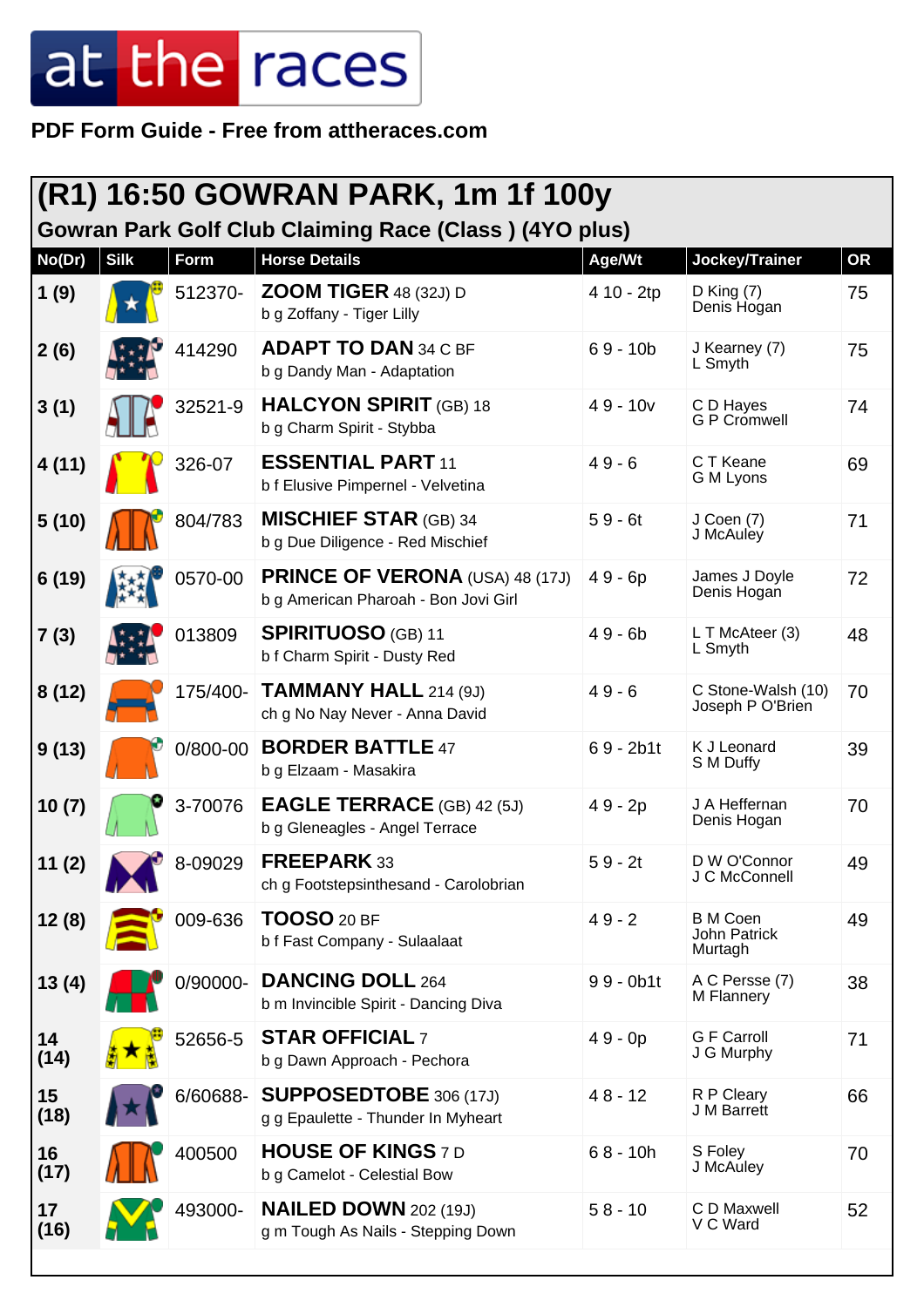at the races

**PDF Form Guide - Free from attheraces.com**

## (R1) 16:50 GOWRAN PARK, 1m 1f 100y

### Gowran Park Golf Club Claiming Race (Class ) (4YO plus)

| No(Dr) | Silk | Form | Horse Details | Age/Wt | Jockey/Trainer | OR |
|---|---|---|---|---|---|---|
| 1 (9) | | 512370- | **ZOOM TIGER** 48 (32J) D<br>b g Zoffany - Tiger Lilly | 4 10 - 2tp | D King (7)<br>Denis Hogan | 75 |
| 2 (6) | | 414290 | **ADAPT TO DAN** 34 C BF<br>b g Dandy Man - Adaptation | 6 9 - 10b | J Kearney (7)<br>L Smyth | 75 |
| 3 (1) | | 32521-9 | **HALCYON SPIRIT** (GB) 18<br>b g Charm Spirit - Stybba | 4 9 - 10v | C D Hayes<br>G P Cromwell | 74 |
| 4 (11) | | 326-07 | **ESSENTIAL PART** 11<br>b f Elusive Pimpernel - Velvetina | 4 9 - 6 | C T Keane<br>G M Lyons | 69 |
| 5 (10) | | 804/783 | **MISCHIEF STAR** (GB) 34<br>b g Due Diligence - Red Mischief | 5 9 - 6t | J Coen (7)<br>J McAuley | 71 |
| 6 (19) | | 0570-00 | **PRINCE OF VERONA** (USA) 48 (17J)<br>b g American Pharoah - Bon Jovi Girl | 4 9 - 6p | James J Doyle<br>Denis Hogan | 72 |
| 7 (3) | | 013809 | **SPIRITUOSO** (GB) 11<br>b f Charm Spirit - Dusty Red | 4 9 - 6b | L T McAteer (3)<br>L Smyth | 48 |
| 8 (12) | | 175/400- | **TAMMANY HALL** 214 (9J)<br>ch g No Nay Never - Anna David | 4 9 - 6 | C Stone-Walsh (10)<br>Joseph P O'Brien | 70 |
| 9 (13) | | 0/800-00 | **BORDER BATTLE** 47<br>b g Elzaam - Masakira | 6 9 - 2b1t | K J Leonard<br>S M Duffy | 39 |
| 10 (7) | | 3-70076 | **EAGLE TERRACE** (GB) 42 (5J)<br>b g Gleneagles - Angel Terrace | 4 9 - 2p | J A Heffernan<br>Denis Hogan | 70 |
| 11 (2) | | 8-09029 | **FREEPARK** 33<br>ch g Footstepsinthesand - Carolobrian | 5 9 - 2t | D W O'Connor<br>J C McConnell | 49 |
| 12 (8) | | 009-636 | **TOOSO** 20 BF<br>b f Fast Company - Sulaalaat | 4 9 - 2 | B M Coen<br>John Patrick Murtagh | 49 |
| 13 (4) | | 0/90000- | **DANCING DOLL** 264<br>b m Invincible Spirit - Dancing Diva | 9 9 - 0b1t | A C Persse (7)<br>M Flannery | 38 |
| 14 (14) | | 52656-5 | **STAR OFFICIAL** 7<br>b g Dawn Approach - Pechora | 4 9 - 0p | G F Carroll<br>J G Murphy | 71 |
| 15 (18) | | 6/60688- | **SUPPOSEDTOBE** 306 (17J)<br>g g Epaulette - Thunder In Myheart | 4 8 - 12 | R P Cleary<br>J M Barrett | 66 |
| 16 (17) | | 400500 | **HOUSE OF KINGS** 7 D<br>b g Camelot - Celestial Bow | 6 8 - 10h | S Foley<br>J McAuley | 70 |
| 17 (16) | | 493000- | **NAILED DOWN** 202 (19J)<br>g m Tough As Nails - Stepping Down | 5 8 - 10 | C D Maxwell<br>V C Ward | 52 |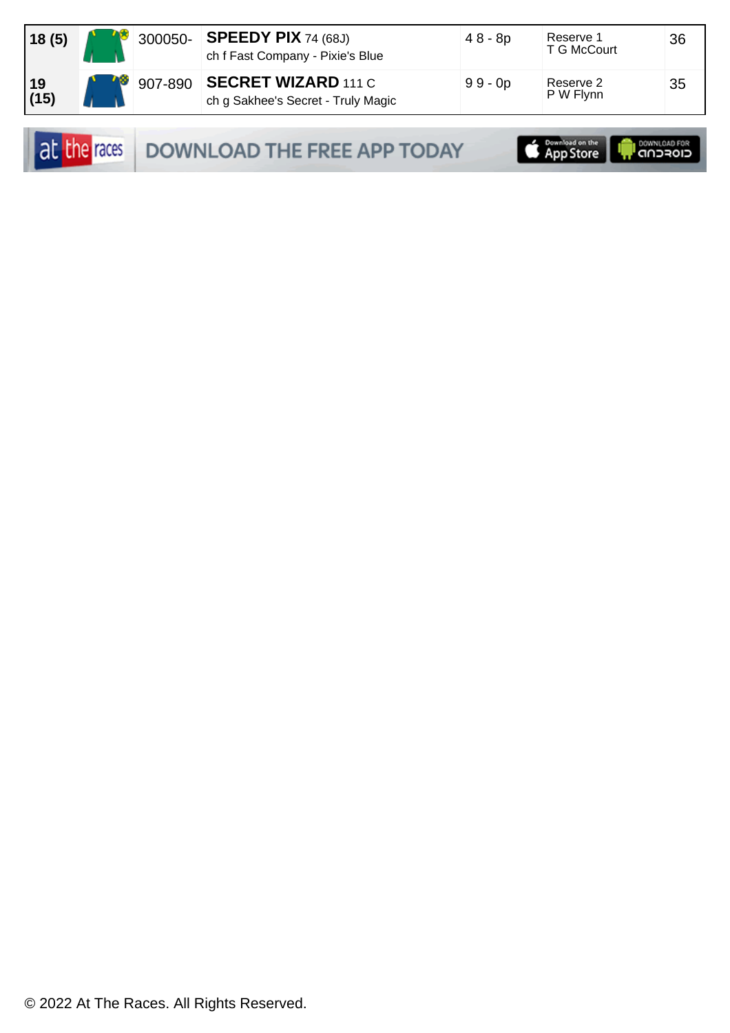| 18 (5) | | 300050- | **SPEEDY PIX** 74 (68J)<br>ch f Fast Company - Pixie's Blue | 4 8 - 8p | Reserve 1<br>T G McCourt | 36 |
|---|---|---|---|---|---|---|
| 19 (15) | | 907-890 | **SECRET WIZARD** 111 C<br>ch g Sakhee's Secret - Truly Magic | 9 9 - 0p | Reserve 2<br>P W Flynn | 35 |

at the races DOWNLOAD THE FREE APP TODAY Download on the App Store DOWNLOAD FOR ANDROID

© 2022 At The Races. All Rights Reserved.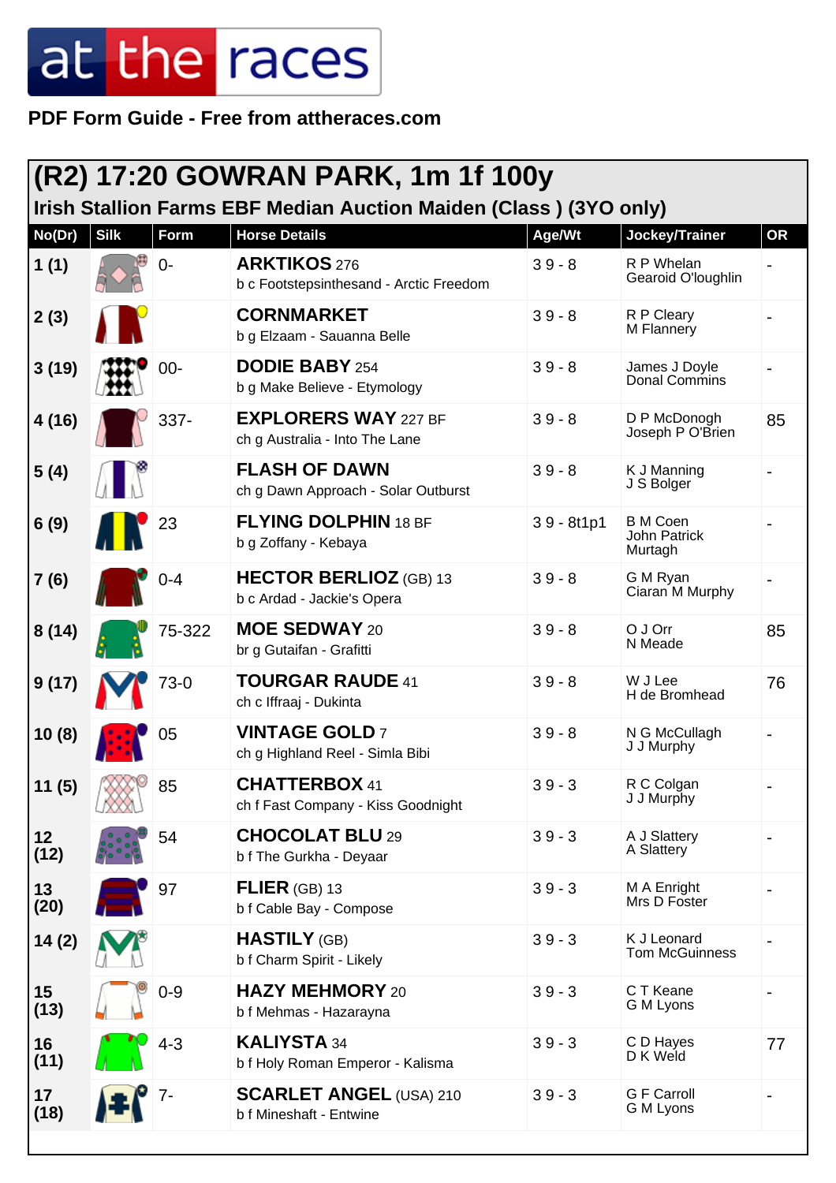# at the races

**PDF Form Guide - Free from attheraces.com**

## (R2) 17:20 GOWRAN PARK, 1m 1f 100y

### Irish Stallion Farms EBF Median Auction Maiden (Class ) (3YO only)

| No(Dr) | Silk | Form | Horse Details | Age/Wt | Jockey/Trainer | OR |
|---|---|---|---|---|---|---|
| 1 (1) | | 0- | **ARKTIKOS** 276<br>b c Footstepsinthesand - Arctic Freedom | 3 9 - 8 | R P Whelan<br>Gearoid O'loughlin | - |
| 2 (3) | | | **CORNMARKET**<br>b g Elzaam - Sauanna Belle | 3 9 - 8 | R P Cleary<br>M Flannery | - |
| 3 (19) | | 00- | **DODIE BABY** 254<br>b g Make Believe - Etymology | 3 9 - 8 | James J Doyle<br>Donal Commins | - |
| 4 (16) | | 337- | **EXPLORERS WAY** 227 BF<br>ch g Australia - Into The Lane | 3 9 - 8 | D P McDonogh<br>Joseph P O'Brien | 85 |
| 5 (4) | | | **FLASH OF DAWN**<br>ch g Dawn Approach - Solar Outburst | 3 9 - 8 | K J Manning<br>J S Bolger | - |
| 6 (9) | | 23 | **FLYING DOLPHIN** 18 BF<br>b g Zoffany - Kebaya | 3 9 - 8t1p1 | B M Coen<br>John Patrick Murtagh | - |
| 7 (6) | | 0-4 | **HECTOR BERLIOZ** (GB) 13<br>b c Ardad - Jackie's Opera | 3 9 - 8 | G M Ryan<br>Ciaran M Murphy | - |
| 8 (14) | | 75-322 | **MOE SEDWAY** 20<br>br g Gutaifan - Grafitti | 3 9 - 8 | O J Orr<br>N Meade | 85 |
| 9 (17) | | 73-0 | **TOURGAR RAUDE** 41<br>ch c Iffraaj - Dukinta | 3 9 - 8 | W J Lee<br>H de Bromhead | 76 |
| 10 (8) | | 05 | **VINTAGE GOLD** 7<br>ch g Highland Reel - Simla Bibi | 3 9 - 8 | N G McCullagh<br>J J Murphy | - |
| 11 (5) | | 85 | **CHATTERBOX** 41<br>ch f Fast Company - Kiss Goodnight | 3 9 - 3 | R C Colgan<br>J J Murphy | - |
| 12 (12) | | 54 | **CHOCOLAT BLU** 29<br>b f The Gurkha - Deyaar | 3 9 - 3 | A J Slattery<br>A Slattery | - |
| 13 (20) | | 97 | **FLIER** (GB) 13<br>b f Cable Bay - Compose | 3 9 - 3 | M A Enright<br>Mrs D Foster | - |
| 14 (2) | | | **HASTILY** (GB)<br>b f Charm Spirit - Likely | 3 9 - 3 | K J Leonard<br>Tom McGuinness | - |
| 15 (13) | | 0-9 | **HAZY MEHMORY** 20<br>b f Mehmas - Hazarayna | 3 9 - 3 | C T Keane<br>G M Lyons | - |
| 16 (11) | | 4-3 | **KALIYSTA** 34<br>b f Holy Roman Emperor - Kalisma | 3 9 - 3 | C D Hayes<br>D K Weld | 77 |
| 17 (18) | | 7- | **SCARLET ANGEL** (USA) 210<br>b f Mineshaft - Entwine | 3 9 - 3 | G F Carroll<br>G M Lyons | - |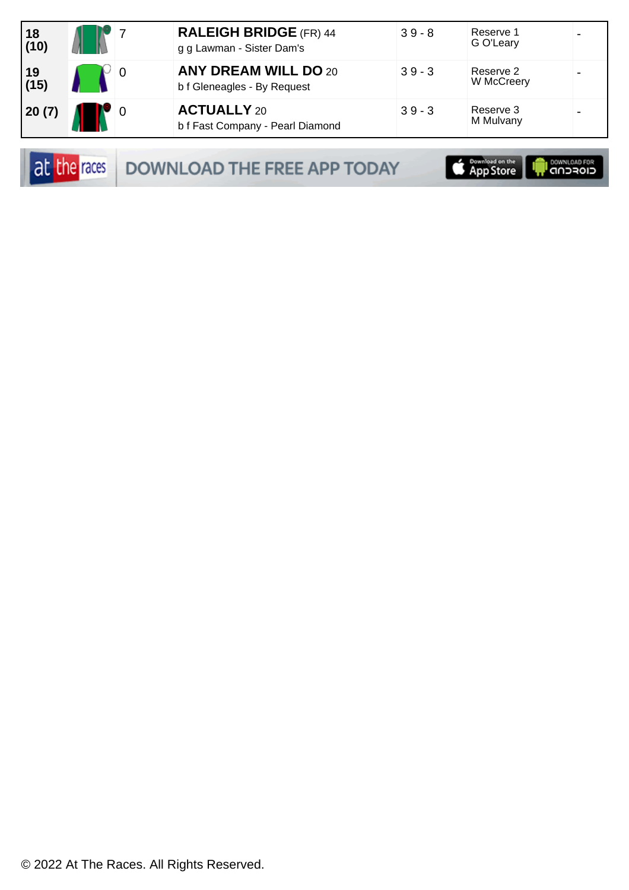| | | | | | | |
|---|---|---|---|---|---|---|
| 18 (10) | | 7 | **RALEIGH BRIDGE** (FR) 44<br>g g Lawman - Sister Dam's | 3 9 - 8 | Reserve 1<br>G O'Leary | - |
| 19 (15) | | 0 | **ANY DREAM WILL DO** 20<br>b f Gleneagles - By Request | 3 9 - 3 | Reserve 2<br>W McCreery | - |
| 20 (7) | | 0 | **ACTUALLY** 20<br>b f Fast Company - Pearl Diamond | 3 9 - 3 | Reserve 3<br>M Mulvany | - |

at the races DOWNLOAD THE FREE APP TODAY

© 2022 At The Races. All Rights Reserved.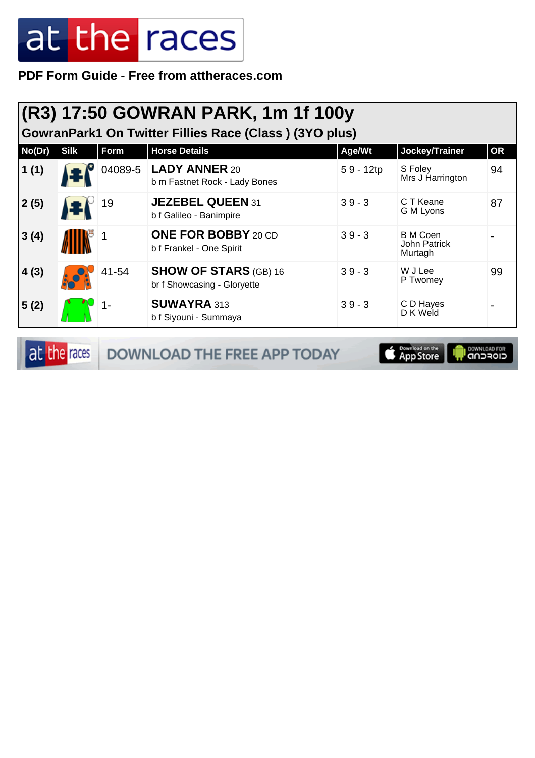PDF Form Guide - Free from attheraces.com

## (R3) 17:50 GOWRAN PARK, 1m 1f 100y

### GowranPark1 On Twitter Fillies Race (Class ) (3YO plus)

| No(Dr) | Silk | Form | Horse Details | Age/Wt | Jockey/Trainer | OR |
|---|---|---|---|---|---|---|
| 1 (1) | | 04089-5 | **LADY ANNER** 20<br>b m Fastnet Rock - Lady Bones | 5 9 - 12tp | S Foley<br>Mrs J Harrington | 94 |
| 2 (5) | | 19 | **JEZEBEL QUEEN** 31<br>b f Galileo - Banimpire | 3 9 - 3 | C T Keane<br>G M Lyons | 87 |
| 3 (4) | | 1 | **ONE FOR BOBBY** 20 CD<br>b f Frankel - One Spirit | 3 9 - 3 | B M Coen<br>John Patrick Murtagh | - |
| 4 (3) | | 41-54 | **SHOW OF STARS** (GB) 16<br>br f Showcasing - Gloryette | 3 9 - 3 | W J Lee<br>P Twomey | 99 |
| 5 (2) | | 1- | **SUWAYRA** 313<br>b f Siyouni - Summaya | 3 9 - 3 | C D Hayes<br>D K Weld | - |

DOWNLOAD THE FREE APP TODAY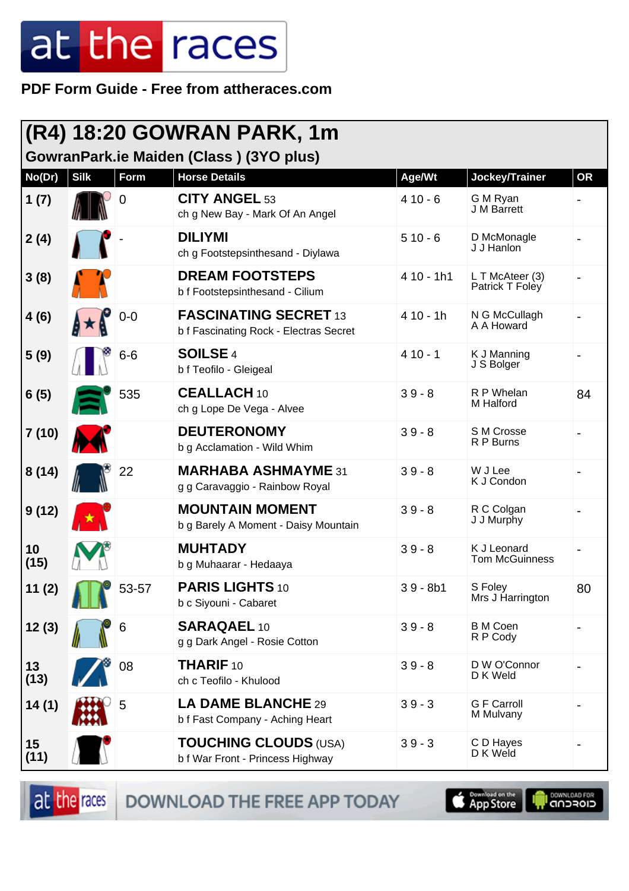# at the races

**PDF Form Guide - Free from attheraces.com**

## (R4) 18:20 GOWRAN PARK, 1m

### GowranPark.ie Maiden (Class ) (3YO plus)

| No(Dr) | Silk | Form | Horse Details | Age/Wt | Jockey/Trainer | OR |
|---|---|---|---|---|---|---|
| 1 (7) | | 0 | **CITY ANGEL** 53<br>ch g New Bay - Mark Of An Angel | 4 10 - 6 | G M Ryan<br>J M Barrett | - |
| 2 (4) | | - | **DILIYMI**<br>ch g Footstepsinthesand - Diylawa | 5 10 - 6 | D McMonagle<br>J J Hanlon | - |
| 3 (8) | | | **DREAM FOOTSTEPS**<br>b f Footstepsinthesand - Cilium | 4 10 - 1h1 | L T McAteer (3)<br>Patrick T Foley | - |
| 4 (6) | | 0-0 | **FASCINATING SECRET** 13<br>b f Fascinating Rock - Electras Secret | 4 10 - 1h | N G McCullagh<br>A A Howard | - |
| 5 (9) | | 6-6 | **SOILSE** 4<br>b f Teofilo - Gleigeal | 4 10 - 1 | K J Manning<br>J S Bolger | - |
| 6 (5) | | 535 | **CEALLACH** 10<br>ch g Lope De Vega - Alvee | 3 9 - 8 | R P Whelan<br>M Halford | 84 |
| 7 (10) | | | **DEUTERONOMY**<br>b g Acclamation - Wild Whim | 3 9 - 8 | S M Crosse<br>R P Burns | - |
| 8 (14) | | 22 | **MARHABA ASHMAYME** 31<br>g g Caravaggio - Rainbow Royal | 3 9 - 8 | W J Lee<br>K J Condon | - |
| 9 (12) | | | **MOUNTAIN MOMENT**<br>b g Barely A Moment - Daisy Mountain | 3 9 - 8 | R C Colgan<br>J J Murphy | - |
| 10 (15) | | | **MUHTADY**<br>b g Muhaarar - Hedaaya | 3 9 - 8 | K J Leonard<br>Tom McGuinness | - |
| 11 (2) | | 53-57 | **PARIS LIGHTS** 10<br>b c Siyouni - Cabaret | 3 9 - 8b1 | S Foley<br>Mrs J Harrington | 80 |
| 12 (3) | | 6 | **SARAQAEL** 10<br>g g Dark Angel - Rosie Cotton | 3 9 - 8 | B M Coen<br>R P Cody | - |
| 13 (13) | | 08 | **THARIF** 10<br>ch c Teofilo - Khulood | 3 9 - 8 | D W O'Connor<br>D K Weld | - |
| 14 (1) | | 5 | **LA DAME BLANCHE** 29<br>b f Fast Company - Aching Heart | 3 9 - 3 | G F Carroll<br>M Mulvany | - |
| 15 (11) | | | **TOUCHING CLOUDS** (USA)<br>b f War Front - Princess Highway | 3 9 - 3 | C D Hayes<br>D K Weld | - |

at the races DOWNLOAD THE FREE APP TODAY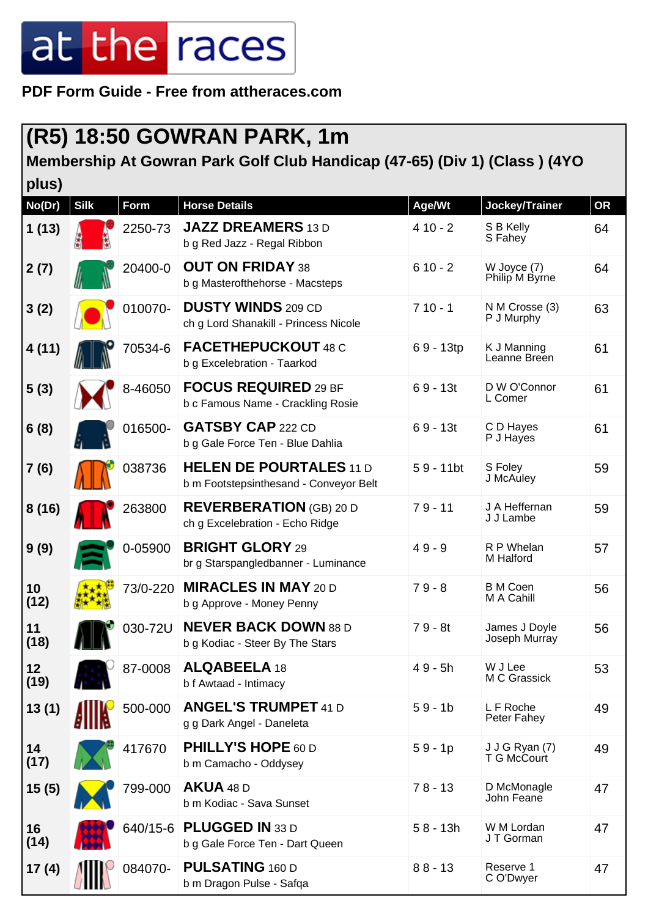# at the races

**PDF Form Guide - Free from attheraces.com**

## (R5) 18:50 GOWRAN PARK, 1m

### Membership At Gowran Park Golf Club Handicap (47-65) (Div 1) (Class ) (4YO plus)

| No(Dr) | Silk | Form | Horse Details | Age/Wt | Jockey/Trainer | OR |
|---|---|---|---|---|---|---|
| 1 (13) | | 2250-73 | **JAZZ DREAMERS** 13 D<br>b g Red Jazz - Regal Ribbon | 4 10 - 2 | S B Kelly<br>S Fahey | 64 |
| 2 (7) | | 20400-0 | **OUT ON FRIDAY** 38<br>b g Mastertothehorse - Macsteps | 6 10 - 2 | W Joyce (7)<br>Philip M Byrne | 64 |
| 3 (2) | | 010070- | **DUSTY WINDS** 209 CD<br>ch g Lord Shanakill - Princess Nicole | 7 10 - 1 | N M Crosse (3)<br>P J Murphy | 63 |
| 4 (11) | | 70534-6 | **FACETHEPUCKOUT** 48 C<br>b g Excelebration - Taarkod | 6 9 - 13tp | K J Manning<br>Leanne Breen | 61 |
| 5 (3) | | 8-46050 | **FOCUS REQUIRED** 29 BF<br>b c Famous Name - Crackling Rosie | 6 9 - 13t | D W O'Connor<br>L Comer | 61 |
| 6 (8) | | 016500- | **GATSBY CAP** 222 CD<br>b g Gale Force Ten - Blue Dahlia | 6 9 - 13t | C D Hayes<br>P J Hayes | 61 |
| 7 (6) | | 038736 | **HELEN DE POURTALES** 11 D<br>b m Footstepsinthesand - Conveyor Belt | 5 9 - 11bt | S Foley<br>J McAuley | 59 |
| 8 (16) | | 263800 | **REVERBERATION** (GB) 20 D<br>ch g Excelebration - Echo Ridge | 7 9 - 11 | J A Heffernan<br>J J Lambe | 59 |
| 9 (9) | | 0-05900 | **BRIGHT GLORY** 29<br>br g Starspangledbanner - Luminance | 4 9 - 9 | R P Whelan<br>M Halford | 57 |
| 10 (12) | | 73/0-220 | **MIRACLES IN MAY** 20 D<br>b g Approve - Money Penny | 7 9 - 8 | B M Coen<br>M A Cahill | 56 |
| 11 (18) | | 030-72U | **NEVER BACK DOWN** 88 D<br>b g Kodiac - Steer By The Stars | 7 9 - 8t | James J Doyle<br>Joseph Murray | 56 |
| 12 (19) | | 87-0008 | **ALQABEELA** 18<br>b f Awtaad - Intimacy | 4 9 - 5h | W J Lee<br>M C Grassick | 53 |
| 13 (1) | | 500-000 | **ANGEL'S TRUMPET** 41 D<br>g g Dark Angel - Daneleta | 5 9 - 1b | L F Roche<br>Peter Fahey | 49 |
| 14 (17) | | 417670 | **PHILLY'S HOPE** 60 D<br>b m Camacho - Oddysey | 5 9 - 1p | J J G Ryan (7)<br>T G McCourt | 49 |
| 15 (5) | | 799-000 | **AKUA** 48 D<br>b m Kodiac - Sava Sunset | 7 8 - 13 | D McMonagle<br>John Feane | 47 |
| 16 (14) | | 640/15-6 | **PLUGGED IN** 33 D<br>b g Gale Force Ten - Dart Queen | 5 8 - 13h | W M Lordan<br>J T Gorman | 47 |
| 17 (4) | | 084070- | **PULSATING** 160 D<br>b m Dragon Pulse - Safqa | 8 8 - 13 | Reserve 1<br>C O'Dwyer | 47 |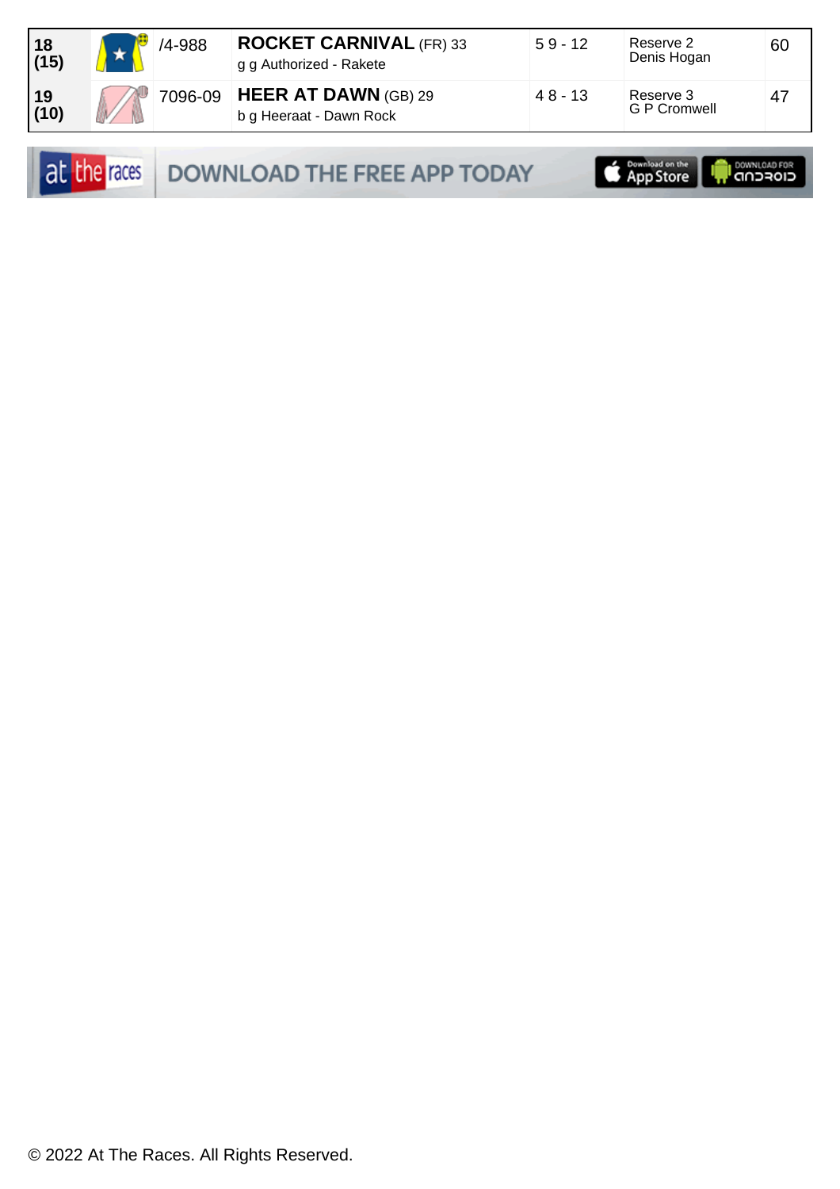| | | | | | | |
|---|---|---|---|---|---|---|
| **18** **(15)** | | /4-988 | **ROCKET CARNIVAL** (FR) 33 g g Authorized - Rakete | 5 9 - 12 | Reserve 2 Denis Hogan | 60 |
| **19** **(10)** | | 7096-09 | **HEER AT DAWN** (GB) 29 b g Heeraat - Dawn Rock | 4 8 - 13 | Reserve 3 G P Cromwell | 47 |

at the races DOWNLOAD THE FREE APP TODAY Download on the App Store DOWNLOAD FOR ANDROID

© 2022 At The Races. All Rights Reserved.